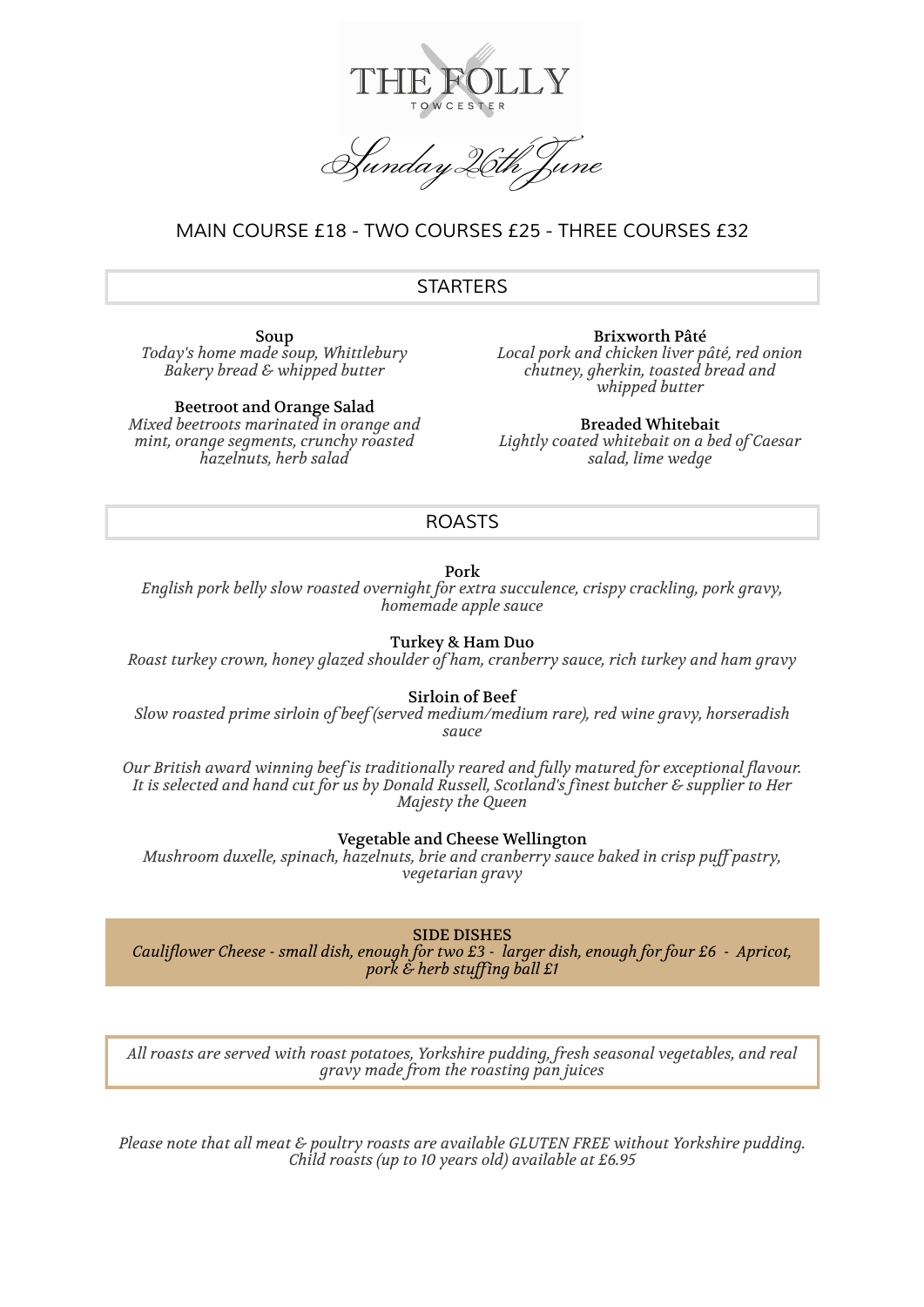# THE FOLLY

TOWCESTER

*Sunday 26th June*

MAIN COURSE £18 - TWO COURSES £25 - THREE COURSES £32

## STARTERS

**Soup**
*Today's home made soup, Whittlebury Bakery bread & whipped butter*

**Beetroot and Orange Salad**
*Mixed beetroots marinated in orange and mint, orange segments, crunchy roasted hazelnuts, herb salad*

**Brixworth Pâté**
*Local pork and chicken liver pâté, red onion chutney, gherkin, toasted bread and whipped butter*

**Breaded Whitebait**
*Lightly coated whitebait on a bed of Caesar salad, lime wedge*

## ROASTS

**Pork**
*English pork belly slow roasted overnight for extra succulence, crispy crackling, pork gravy, homemade apple sauce*

**Turkey & Ham Duo**
*Roast turkey crown, honey glazed shoulder of ham, cranberry sauce, rich turkey and ham gravy*

**Sirloin of Beef**
*Slow roasted prime sirloin of beef (served medium/medium rare), red wine gravy, horseradish sauce*

*Our British award winning beef is traditionally reared and fully matured for exceptional flavour. It is selected and hand cut for us by Donald Russell, Scotland's finest butcher & supplier to Her Majesty the Queen*

**Vegetable and Cheese Wellington**
*Mushroom duxelle, spinach, hazelnuts, brie and cranberry sauce baked in crisp puff pastry, vegetarian gravy*

**SIDE DISHES**
*Cauliflower Cheese - small dish, enough for two £3 - larger dish, enough for four £6 - Apricot, pork & herb stuffing ball £1*

*All roasts are served with roast potatoes, Yorkshire pudding, fresh seasonal vegetables, and real gravy made from the roasting pan juices*

*Please note that all meat & poultry roasts are available GLUTEN FREE without Yorkshire pudding. Child roasts (up to 10 years old) available at £6.95*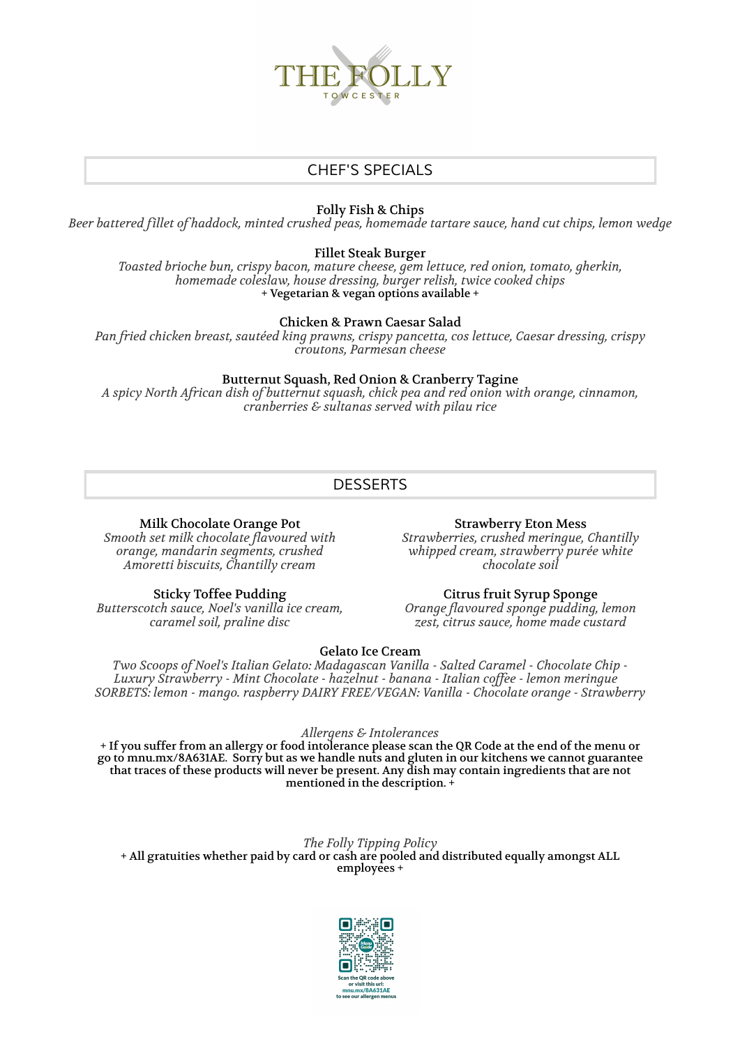# THE FOLLY
TOWCESTER

## CHEF'S SPECIALS

**Folly Fish & Chips**
*Beer battered fillet of haddock, minted crushed peas, homemade tartare sauce, hand cut chips, lemon wedge*

**Fillet Steak Burger**
*Toasted brioche bun, crispy bacon, mature cheese, gem lettuce, red onion, tomato, gherkin, homemade coleslaw, house dressing, burger relish, twice cooked chips*
+ Vegetarian & vegan options available +

**Chicken & Prawn Caesar Salad**
*Pan fried chicken breast, sautéed king prawns, crispy pancetta, cos lettuce, Caesar dressing, crispy croutons, Parmesan cheese*

**Butternut Squash, Red Onion & Cranberry Tagine**
*A spicy North African dish of butternut squash, chick pea and red onion with orange, cinnamon, cranberries & sultanas served with pilau rice*

## DESSERTS

**Milk Chocolate Orange Pot**
*Smooth set milk chocolate flavoured with orange, mandarin segments, crushed Amoretti biscuits, Chantilly cream*

**Sticky Toffee Pudding**
*Butterscotch sauce, Noel's vanilla ice cream, caramel soil, praline disc*

**Strawberry Eton Mess**
*Strawberries, crushed meringue, Chantilly whipped cream, strawberry purée white chocolate soil*

**Citrus fruit Syrup Sponge**
*Orange flavoured sponge pudding, lemon zest, citrus sauce, home made custard*

**Gelato Ice Cream**
*Two Scoops of Noel's Italian Gelato: Madagascan Vanilla - Salted Caramel - Chocolate Chip - Luxury Strawberry - Mint Chocolate - hazelnut - banana - Italian coffee - lemon meringue SORBETS: lemon - mango. raspberry DAIRY FREE/VEGAN: Vanilla - Chocolate orange - Strawberry*

*Allergens & Intolerances*
+ If you suffer from an allergy or food intolerance please scan the QR Code at the end of the menu or go to mnu.mx/8A631AE. Sorry but as we handle nuts and gluten in our kitchens we cannot guarantee that traces of these products will never be present. Any dish may contain ingredients that are not mentioned in the description. +

*The Folly Tipping Policy*
+ All gratuities whether paid by card or cash are pooled and distributed equally amongst ALL employees +

Scan the QR code above or visit this url: mnu.mx/8A631AE to see our allergen menus